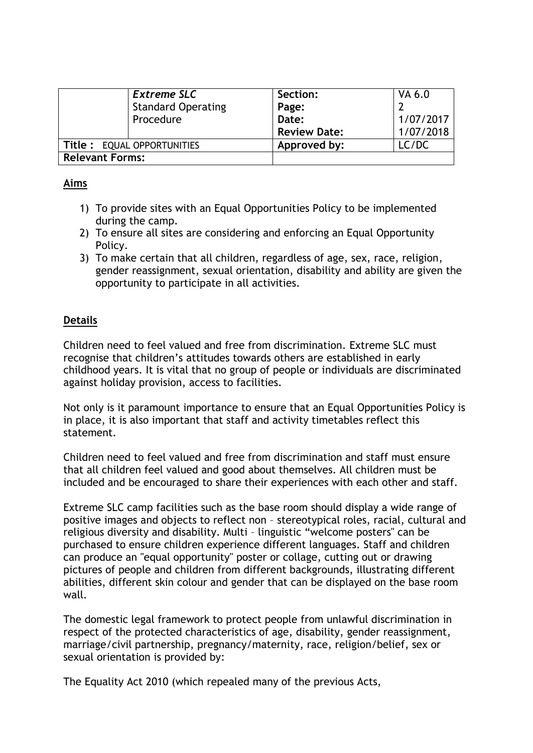| | *Extreme SLC* Standard Operating Procedure | **Section:** | VA 6.0 |
|---|---|---|---|
| | | **Page:** | 2 |
| | | **Date:** | 1/07/2017 |
| | | **Review Date:** | 1/07/2018 |
| **Title :** EQUAL OPPORTUNITIES | | **Approved by:** | LC/DC |
| **Relevant Forms:** | | | |

## Aims

1) To provide sites with an Equal Opportunities Policy to be implemented during the camp.
2) To ensure all sites are considering and enforcing an Equal Opportunity Policy.
3) To make certain that all children, regardless of age, sex, race, religion, gender reassignment, sexual orientation, disability and ability are given the opportunity to participate in all activities.

## Details

Children need to feel valued and free from discrimination. Extreme SLC must recognise that children's attitudes towards others are established in early childhood years. It is vital that no group of people or individuals are discriminated against holiday provision, access to facilities.

Not only is it paramount importance to ensure that an Equal Opportunities Policy is in place, it is also important that staff and activity timetables reflect this statement.

Children need to feel valued and free from discrimination and staff must ensure that all children feel valued and good about themselves. All children must be included and be encouraged to share their experiences with each other and staff.

Extreme SLC camp facilities such as the base room should display a wide range of positive images and objects to reflect non – stereotypical roles, racial, cultural and religious diversity and disability. Multi – linguistic "welcome posters" can be purchased to ensure children experience different languages. Staff and children can produce an "equal opportunity" poster or collage, cutting out or drawing pictures of people and children from different backgrounds, illustrating different abilities, different skin colour and gender that can be displayed on the base room wall.

The domestic legal framework to protect people from unlawful discrimination in respect of the protected characteristics of age, disability, gender reassignment, marriage/civil partnership, pregnancy/maternity, race, religion/belief, sex or sexual orientation is provided by:

The Equality Act 2010 (which repealed many of the previous Acts,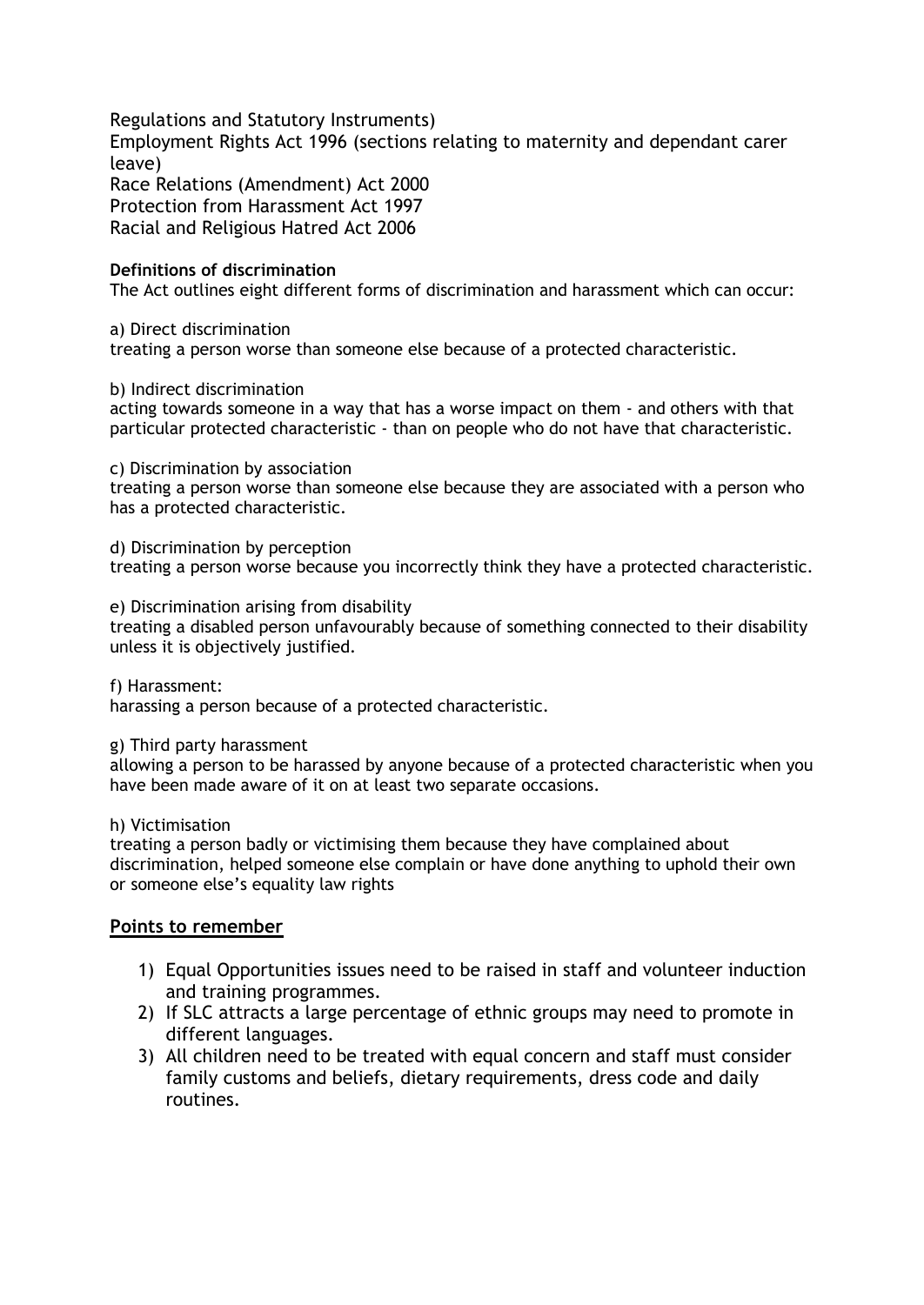Regulations and Statutory Instruments)
Employment Rights Act 1996 (sections relating to maternity and dependant carer leave)
Race Relations (Amendment) Act 2000
Protection from Harassment Act 1997
Racial and Religious Hatred Act 2006

**Definitions of discrimination**
The Act outlines eight different forms of discrimination and harassment which can occur:

a) Direct discrimination
treating a person worse than someone else because of a protected characteristic.

b) Indirect discrimination
acting towards someone in a way that has a worse impact on them - and others with that particular protected characteristic - than on people who do not have that characteristic.

c) Discrimination by association
treating a person worse than someone else because they are associated with a person who has a protected characteristic.

d) Discrimination by perception
treating a person worse because you incorrectly think they have a protected characteristic.

e) Discrimination arising from disability
treating a disabled person unfavourably because of something connected to their disability unless it is objectively justified.

f) Harassment:
harassing a person because of a protected characteristic.

g) Third party harassment
allowing a person to be harassed by anyone because of a protected characteristic when you have been made aware of it on at least two separate occasions.

h) Victimisation
treating a person badly or victimising them because they have complained about discrimination, helped someone else complain or have done anything to uphold their own or someone else's equality law rights

## Points to remember

1) Equal Opportunities issues need to be raised in staff and volunteer induction and training programmes.
2) If SLC attracts a large percentage of ethnic groups may need to promote in different languages.
3) All children need to be treated with equal concern and staff must consider family customs and beliefs, dietary requirements, dress code and daily routines.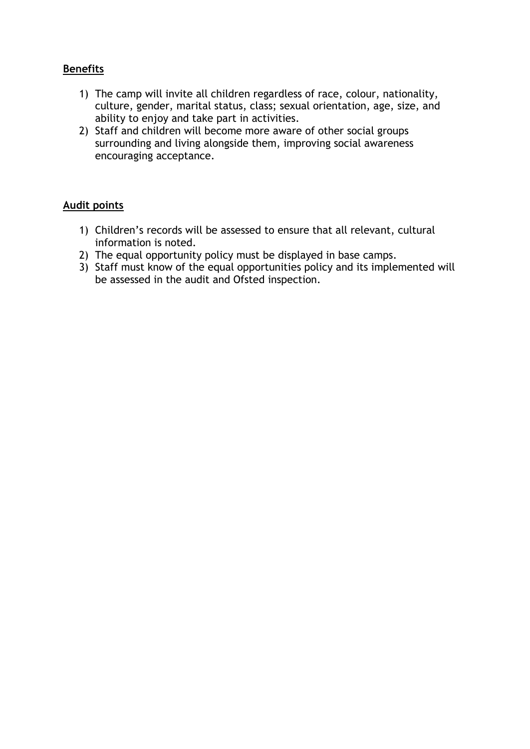**Benefits**

1) The camp will invite all children regardless of race, colour, nationality, culture, gender, marital status, class; sexual orientation, age, size, and ability to enjoy and take part in activities.
2) Staff and children will become more aware of other social groups surrounding and living alongside them, improving social awareness encouraging acceptance.

**Audit points**

1) Children's records will be assessed to ensure that all relevant, cultural information is noted.
2) The equal opportunity policy must be displayed in base camps.
3) Staff must know of the equal opportunities policy and its implemented will be assessed in the audit and Ofsted inspection.